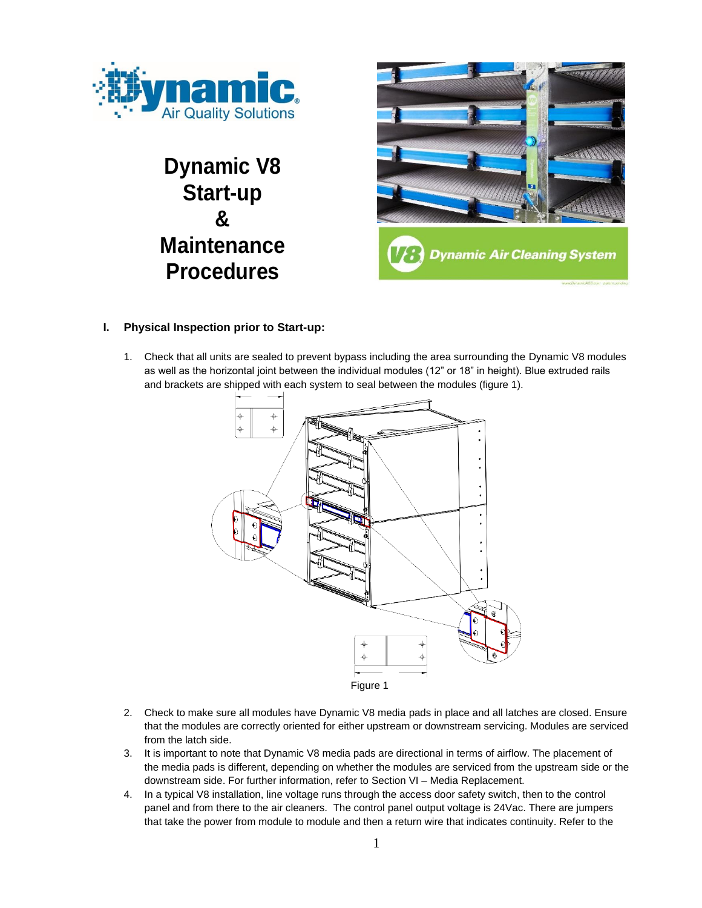# Dynamic V8 Start-up & Maintenance Procedures

## I. Physical Inspection prior to Start-up:

1. Check that all units are sealed to prevent bypass including the area surrounding the Dynamic V8 modules as well as the horizontal joint between the individual modules (12" or 18" in height). Blue extruded rails and brackets are shipped with each system to seal between the modules (figure 1).

Figure 1

2. Check to make sure all modules have Dynamic V8 media pads in place and all latches are closed. Ensure that the modules are correctly oriented for either upstream or downstream servicing. Modules are serviced from the latch side.
3. It is important to note that Dynamic V8 media pads are directional in terms of airflow. The placement of the media pads is different, depending on whether the modules are serviced from the upstream side or the downstream side. For further information, refer to Section VI – Media Replacement.
4. In a typical V8 installation, line voltage runs through the access door safety switch, then to the control panel and from there to the air cleaners. The control panel output voltage is 24Vac. There are jumpers that take the power from module to module and then a return wire that indicates continuity. Refer to the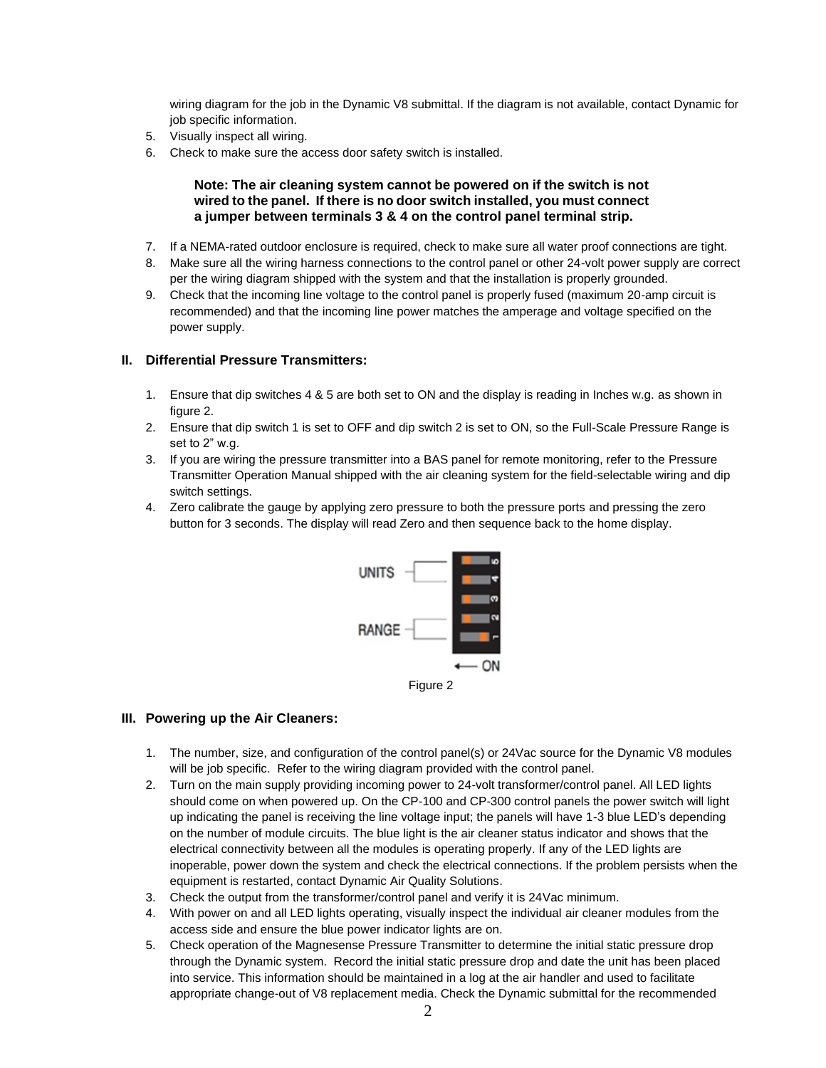wiring diagram for the job in the Dynamic V8 submittal. If the diagram is not available, contact Dynamic for job specific information.

5. Visually inspect all wiring.
6. Check to make sure the access door safety switch is installed.

   **Note: The air cleaning system cannot be powered on if the switch is not wired to the panel. If there is no door switch installed, you must connect a jumper between terminals 3 & 4 on the control panel terminal strip.**

7. If a NEMA-rated outdoor enclosure is required, check to make sure all water proof connections are tight.
8. Make sure all the wiring harness connections to the control panel or other 24-volt power supply are correct per the wiring diagram shipped with the system and that the installation is properly grounded.
9. Check that the incoming line voltage to the control panel is properly fused (maximum 20-amp circuit is recommended) and that the incoming line power matches the amperage and voltage specified on the power supply.

## II. Differential Pressure Transmitters:

1. Ensure that dip switches 4 & 5 are both set to ON and the display is reading in Inches w.g. as shown in figure 2.
2. Ensure that dip switch 1 is set to OFF and dip switch 2 is set to ON, so the Full-Scale Pressure Range is set to 2" w.g.
3. If you are wiring the pressure transmitter into a BAS panel for remote monitoring, refer to the Pressure Transmitter Operation Manual shipped with the air cleaning system for the field-selectable wiring and dip switch settings.
4. Zero calibrate the gauge by applying zero pressure to both the pressure ports and pressing the zero button for 3 seconds. The display will read Zero and then sequence back to the home display.

UNITS
RANGE
← ON

Figure 2

## III. Powering up the Air Cleaners:

1. The number, size, and configuration of the control panel(s) or 24Vac source for the Dynamic V8 modules will be job specific. Refer to the wiring diagram provided with the control panel.
2. Turn on the main supply providing incoming power to 24-volt transformer/control panel. All LED lights should come on when powered up. On the CP-100 and CP-300 control panels the power switch will light up indicating the panel is receiving the line voltage input; the panels will have 1-3 blue LED's depending on the number of module circuits. The blue light is the air cleaner status indicator and shows that the electrical connectivity between all the modules is operating properly. If any of the LED lights are inoperable, power down the system and check the electrical connections. If the problem persists when the equipment is restarted, contact Dynamic Air Quality Solutions.
3. Check the output from the transformer/control panel and verify it is 24Vac minimum.
4. With power on and all LED lights operating, visually inspect the individual air cleaner modules from the access side and ensure the blue power indicator lights are on.
5. Check operation of the Magnesense Pressure Transmitter to determine the initial static pressure drop through the Dynamic system. Record the initial static pressure drop and date the unit has been placed into service. This information should be maintained in a log at the air handler and used to facilitate appropriate change-out of V8 replacement media. Check the Dynamic submittal for the recommended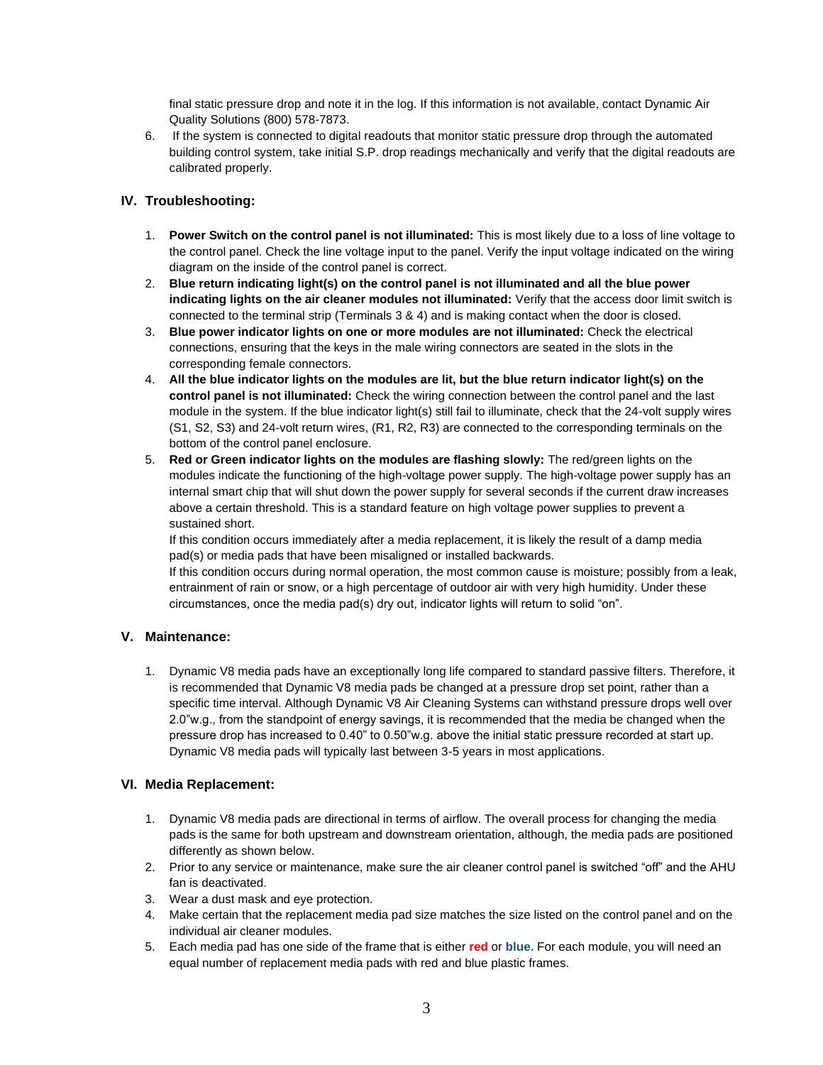final static pressure drop and note it in the log. If this information is not available, contact Dynamic Air Quality Solutions (800) 578-7873.

6. If the system is connected to digital readouts that monitor static pressure drop through the automated building control system, take initial S.P. drop readings mechanically and verify that the digital readouts are calibrated properly.

## IV. Troubleshooting:

1. **Power Switch on the control panel is not illuminated:** This is most likely due to a loss of line voltage to the control panel. Check the line voltage input to the panel. Verify the input voltage indicated on the wiring diagram on the inside of the control panel is correct.
2. **Blue return indicating light(s) on the control panel is not illuminated and all the blue power indicating lights on the air cleaner modules not illuminated:** Verify that the access door limit switch is connected to the terminal strip (Terminals 3 & 4) and is making contact when the door is closed.
3. **Blue power indicator lights on one or more modules are not illuminated:** Check the electrical connections, ensuring that the keys in the male wiring connectors are seated in the slots in the corresponding female connectors.
4. **All the blue indicator lights on the modules are lit, but the blue return indicator light(s) on the control panel is not illuminated:** Check the wiring connection between the control panel and the last module in the system. If the blue indicator light(s) still fail to illuminate, check that the 24-volt supply wires (S1, S2, S3) and 24-volt return wires, (R1, R2, R3) are connected to the corresponding terminals on the bottom of the control panel enclosure.
5. **Red or Green indicator lights on the modules are flashing slowly:** The red/green lights on the modules indicate the functioning of the high-voltage power supply. The high-voltage power supply has an internal smart chip that will shut down the power supply for several seconds if the current draw increases above a certain threshold. This is a standard feature on high voltage power supplies to prevent a sustained short.
   If this condition occurs immediately after a media replacement, it is likely the result of a damp media pad(s) or media pads that have been misaligned or installed backwards.
   If this condition occurs during normal operation, the most common cause is moisture; possibly from a leak, entrainment of rain or snow, or a high percentage of outdoor air with very high humidity. Under these circumstances, once the media pad(s) dry out, indicator lights will return to solid "on".

## V. Maintenance:

1. Dynamic V8 media pads have an exceptionally long life compared to standard passive filters. Therefore, it is recommended that Dynamic V8 media pads be changed at a pressure drop set point, rather than a specific time interval. Although Dynamic V8 Air Cleaning Systems can withstand pressure drops well over 2.0"w.g., from the standpoint of energy savings, it is recommended that the media be changed when the pressure drop has increased to 0.40" to 0.50"w.g. above the initial static pressure recorded at start up. Dynamic V8 media pads will typically last between 3-5 years in most applications.

## VI. Media Replacement:

1. Dynamic V8 media pads are directional in terms of airflow. The overall process for changing the media pads is the same for both upstream and downstream orientation, although, the media pads are positioned differently as shown below.
2. Prior to any service or maintenance, make sure the air cleaner control panel is switched "off" and the AHU fan is deactivated.
3. Wear a dust mask and eye protection.
4. Make certain that the replacement media pad size matches the size listed on the control panel and on the individual air cleaner modules.
5. Each media pad has one side of the frame that is either **red** or **blue**. For each module, you will need an equal number of replacement media pads with red and blue plastic frames.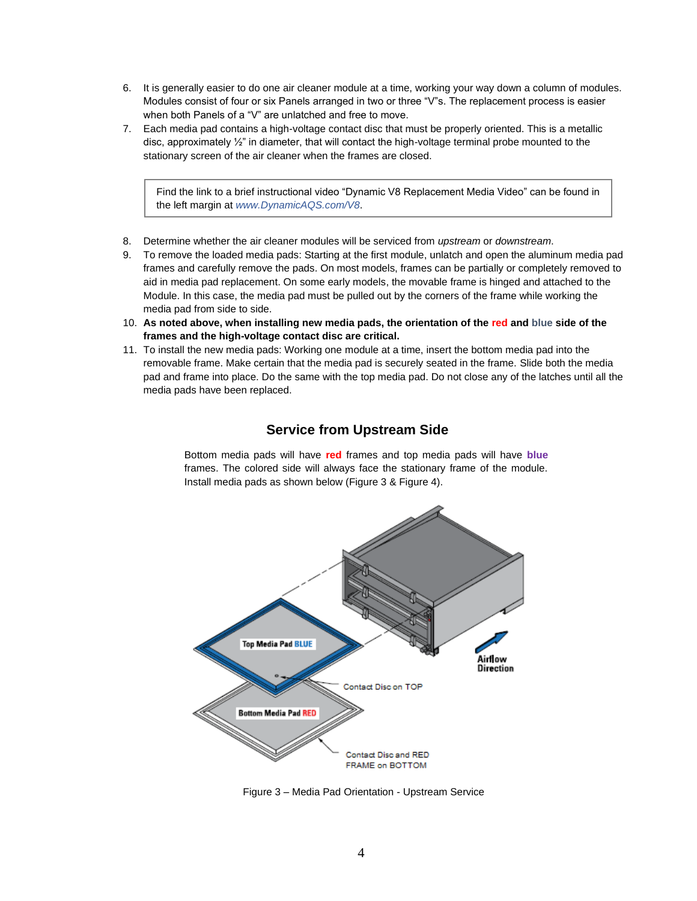6. It is generally easier to do one air cleaner module at a time, working your way down a column of modules. Modules consist of four or six Panels arranged in two or three "V"s. The replacement process is easier when both Panels of a "V" are unlatched and free to move.
7. Each media pad contains a high-voltage contact disc that must be properly oriented. This is a metallic disc, approximately ½" in diameter, that will contact the high-voltage terminal probe mounted to the stationary screen of the air cleaner when the frames are closed.

> Find the link to a brief instructional video "Dynamic V8 Replacement Media Video" can be found in the left margin at *www.DynamicAQS.com/V8*.

8. Determine whether the air cleaner modules will be serviced from *upstream* or *downstream*.
9. To remove the loaded media pads: Starting at the first module, unlatch and open the aluminum media pad frames and carefully remove the pads. On most models, frames can be partially or completely removed to aid in media pad replacement. On some early models, the movable frame is hinged and attached to the Module. In this case, the media pad must be pulled out by the corners of the frame while working the media pad from side to side.
10. **As noted above, when installing new media pads, the orientation of the red and blue side of the frames and the high-voltage contact disc are critical.**
11. To install the new media pads: Working one module at a time, insert the bottom media pad into the removable frame. Make certain that the media pad is securely seated in the frame. Slide both the media pad and frame into place. Do the same with the top media pad. Do not close any of the latches until all the media pads have been replaced.

## Service from Upstream Side

Bottom media pads will have **red** frames and top media pads will have **blue** frames. The colored side will always face the stationary frame of the module. Install media pads as shown below (Figure 3 & Figure 4).

Top Media Pad BLUE

Contact Disc on TOP

Bottom Media Pad RED

Contact Disc and RED FRAME on BOTTOM

Airflow Direction

Figure 3 – Media Pad Orientation - Upstream Service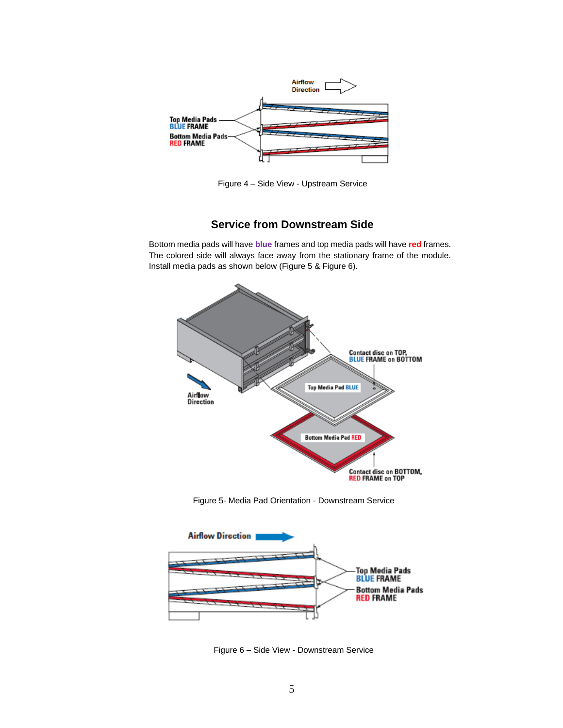Figure 4 – Side View - Upstream Service

## Service from Downstream Side

Bottom media pads will have **blue** frames and top media pads will have **red** frames. The colored side will always face away from the stationary frame of the module. Install media pads as shown below (Figure 5 & Figure 6).

Figure 5- Media Pad Orientation - Downstream Service

Figure 6 – Side View - Downstream Service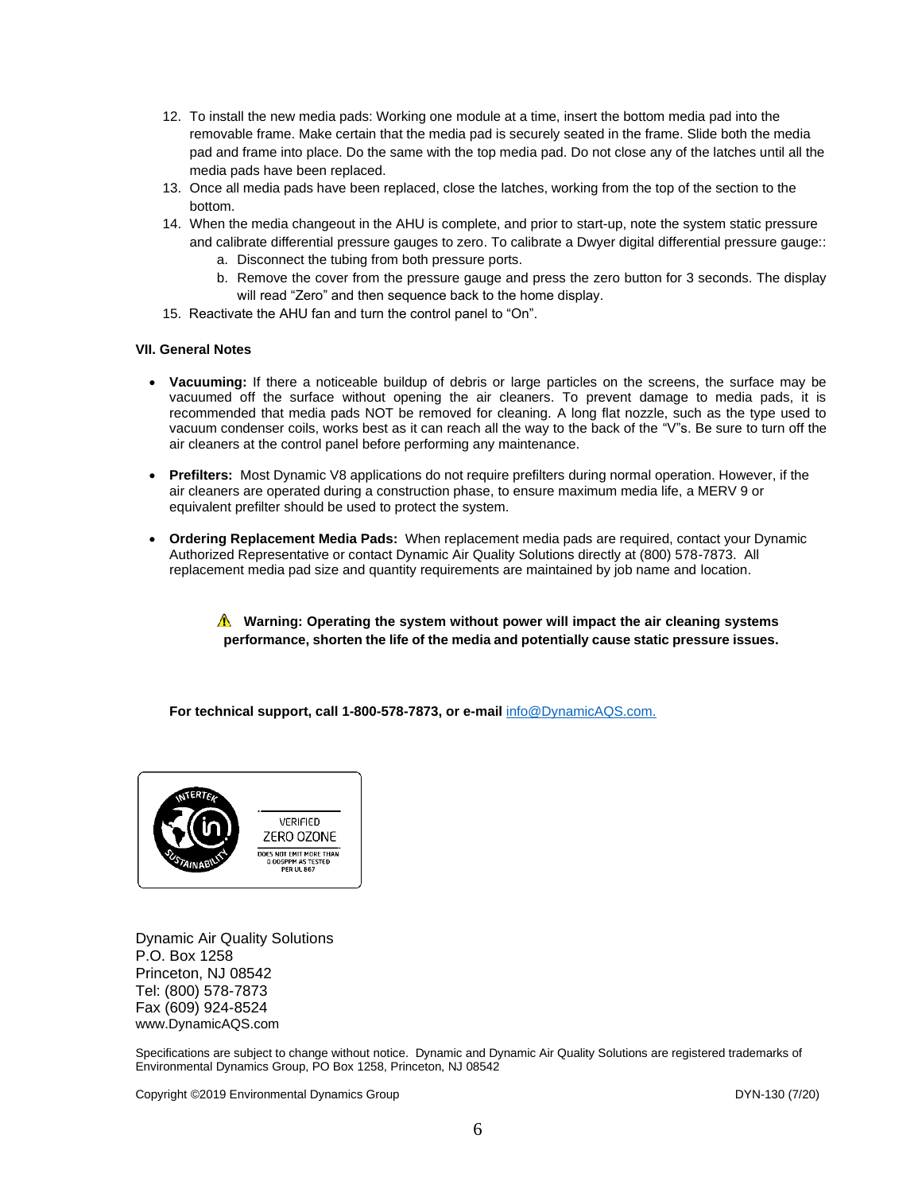12. To install the new media pads: Working one module at a time, insert the bottom media pad into the removable frame. Make certain that the media pad is securely seated in the frame. Slide both the media pad and frame into place. Do the same with the top media pad. Do not close any of the latches until all the media pads have been replaced.
13. Once all media pads have been replaced, close the latches, working from the top of the section to the bottom.
14. When the media changeout in the AHU is complete, and prior to start-up, note the system static pressure and calibrate differential pressure gauges to zero. To calibrate a Dwyer digital differential pressure gauge::
    a. Disconnect the tubing from both pressure ports.
    b. Remove the cover from the pressure gauge and press the zero button for 3 seconds. The display will read “Zero” and then sequence back to the home display.
15. Reactivate the AHU fan and turn the control panel to “On”.

**VII. General Notes**

- **Vacuuming:** If there a noticeable buildup of debris or large particles on the screens, the surface may be vacuumed off the surface without opening the air cleaners. To prevent damage to media pads, it is recommended that media pads NOT be removed for cleaning. A long flat nozzle, such as the type used to vacuum condenser coils, works best as it can reach all the way to the back of the “V”s. Be sure to turn off the air cleaners at the control panel before performing any maintenance.

- **Prefilters:** Most Dynamic V8 applications do not require prefilters during normal operation. However, if the air cleaners are operated during a construction phase, to ensure maximum media life, a MERV 9 or equivalent prefilter should be used to protect the system.

- **Ordering Replacement Media Pads:** When replacement media pads are required, contact your Dynamic Authorized Representative or contact Dynamic Air Quality Solutions directly at (800) 578-7873. All replacement media pad size and quantity requirements are maintained by job name and location.

⚠ **Warning: Operating the system without power will impact the air cleaning systems performance, shorten the life of the media and potentially cause static pressure issues.**

**For technical support, call 1-800-578-7873, or e-mail** info@DynamicAQS.com.

INTERTEK SUSTAINABILITY
VERIFIED
ZERO OZONE
DOES NOT EMIT MORE THAN 0.005PPM AS TESTED PER UL 867

Dynamic Air Quality Solutions
P.O. Box 1258
Princeton, NJ 08542
Tel: (800) 578-7873
Fax (609) 924-8524
www.DynamicAQS.com

Specifications are subject to change without notice. Dynamic and Dynamic Air Quality Solutions are registered trademarks of Environmental Dynamics Group, PO Box 1258, Princeton, NJ 08542

Copyright ©2019 Environmental Dynamics Group

DYN-130 (7/20)